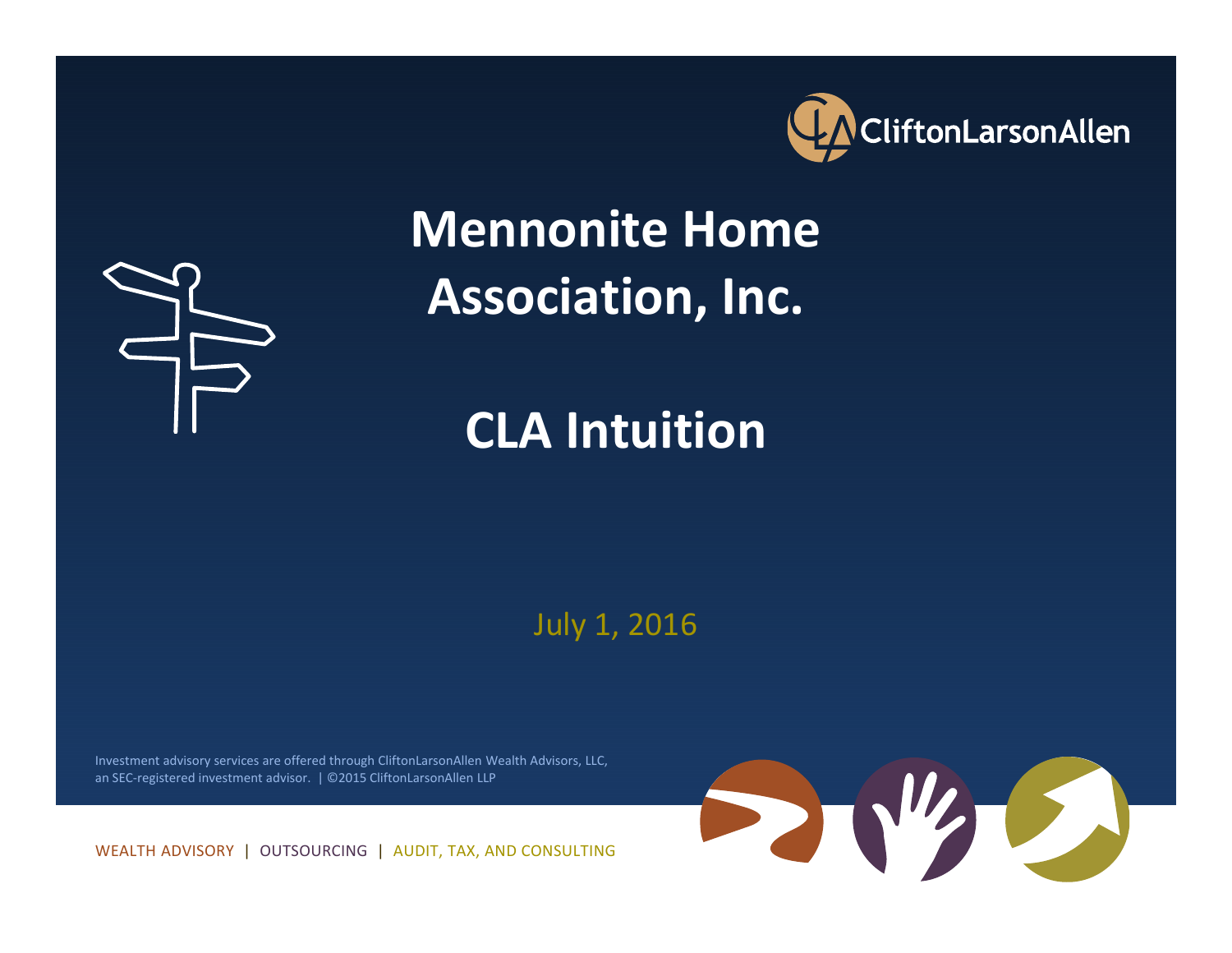CliftonLarsonAllen

# Mennonite Home Association, Inc.

# CLA Intuition

July 1, 2016

Investment advisory services are offered through CliftonLarsonAllen Wealth Advisors, LLC, an SEC-registered investment advisor. | ©2015 CliftonLarsonAllen LLP

WEALTH ADVISORY | OUTSOURCING | AUDIT, TAX, AND CONSULTING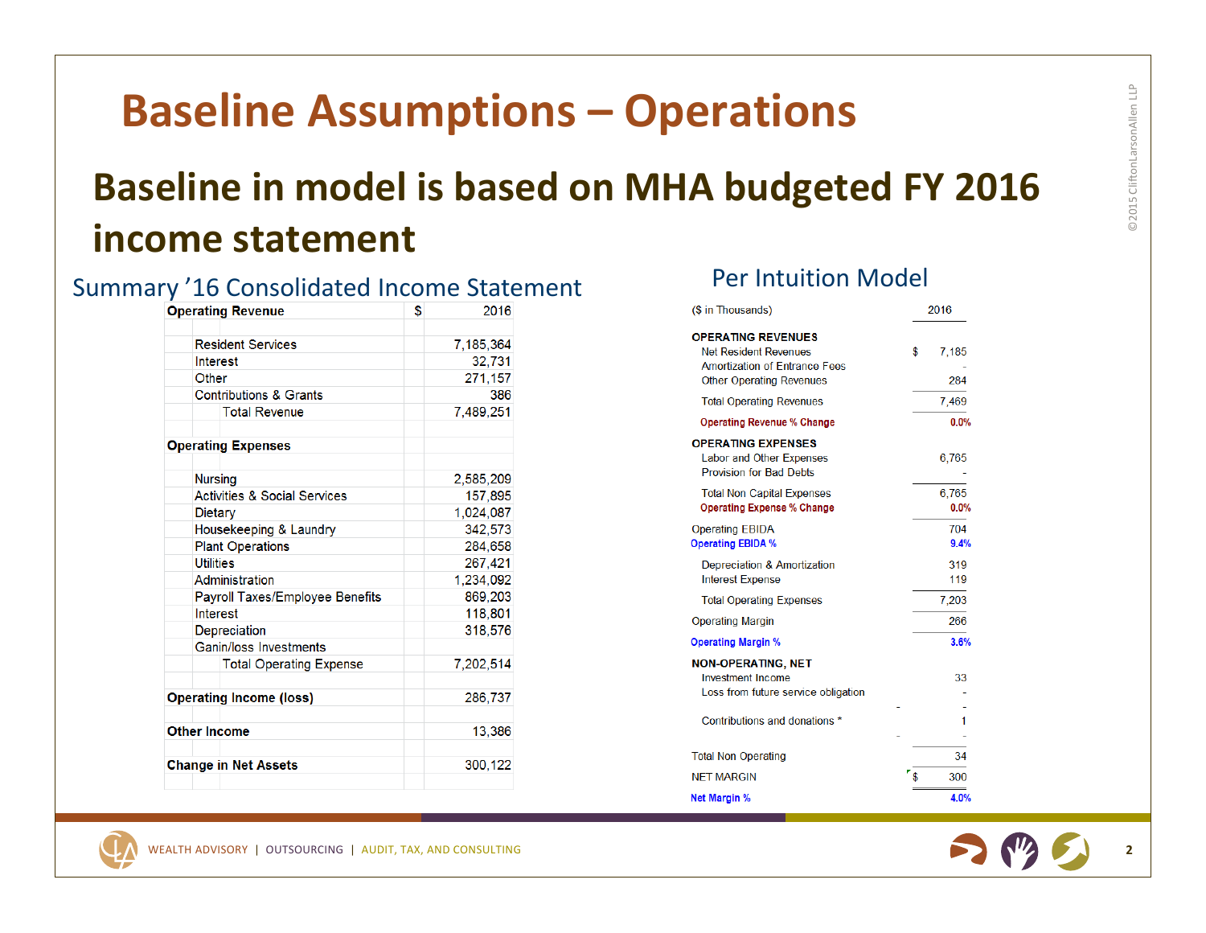# Baseline Assumptions – Operations

## Baseline in model is based on MHA budgeted FY 2016 income statement

### Summary '16 Consolidated Income Statement

| Operating Revenue | $ | 2016 |
|---|---|---|
| Resident Services | | 7,185,364 |
| Interest | | 32,731 |
| Other | | 271,157 |
| Contributions & Grants | | 386 |
| Total Revenue | | 7,489,251 |
| **Operating Expenses** | | |
| Nursing | | 2,585,209 |
| Activities & Social Services | | 157,895 |
| Dietary | | 1,024,087 |
| Housekeeping & Laundry | | 342,573 |
| Plant Operations | | 284,658 |
| Utilities | | 267,421 |
| Administration | | 1,234,092 |
| Payroll Taxes/Employee Benefits | | 869,203 |
| Interest | | 118,801 |
| Depreciation | | 318,576 |
| Ganin/loss Investments | | |
| Total Operating Expense | | 7,202,514 |
| **Operating Income (loss)** | | 286,737 |
| **Other Income** | | 13,386 |
| **Change in Net Assets** | | 300,122 |

### Per Intuition Model

| ($ in Thousands) | 2016 |
|---|---|
| **OPERATING REVENUES** | |
| Net Resident Revenues | $ 7,185 |
| Amortization of Entrance Fees | - |
| Other Operating Revenues | 284 |
| Total Operating Revenues | 7,469 |
| Operating Revenue % Change | 0.0% |
| **OPERATING EXPENSES** | |
| Labor and Other Expenses | 6,765 |
| Provision for Bad Debts | - |
| Total Non Capital Expenses | 6,765 |
| Operating Expense % Change | 0.0% |
| Operating EBIDA | 704 |
| Operating EBIDA % | 9.4% |
| Depreciation & Amortization | 319 |
| Interest Expense | 119 |
| Total Operating Expenses | 7,203 |
| Operating Margin | 266 |
| Operating Margin % | 3.6% |
| **NON-OPERATING, NET** | |
| Investment Income | 33 |
| Loss from future service obligation | - |
| | - |
| Contributions and donations * | 1 |
| | - |
| Total Non Operating | 34 |
| NET MARGIN | $ 300 |
| Net Margin % | 4.0% |

WEALTH ADVISORY | OUTSOURCING | AUDIT, TAX, AND CONSULTING

©2015 CliftonLarsonAllen LLP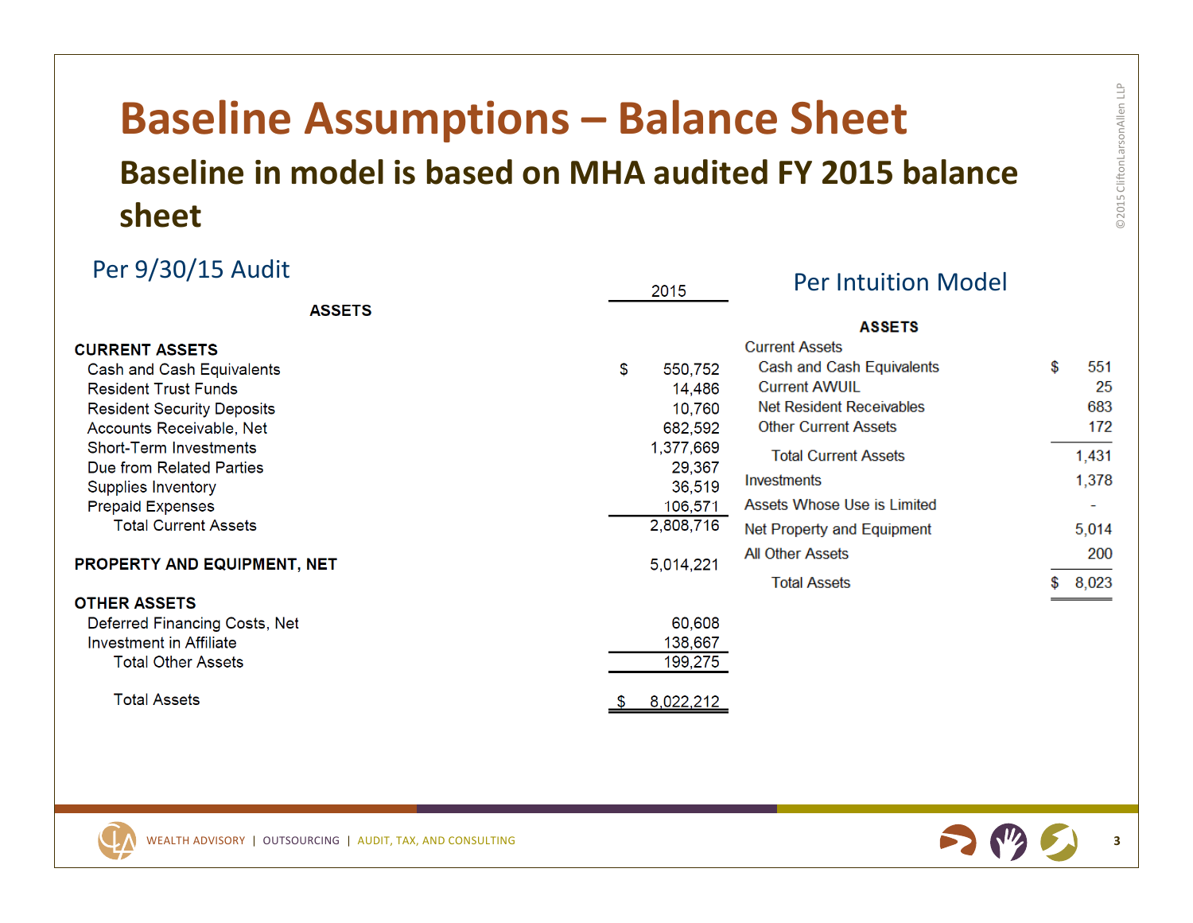# Baseline Assumptions – Balance Sheet

## Baseline in model is based on MHA audited FY 2015 balance sheet

### Per 9/30/15 Audit

| ASSETS | 2015 |
|---|---|
| **CURRENT ASSETS** | |
| Cash and Cash Equivalents | $ 550,752 |
| Resident Trust Funds | 14,486 |
| Resident Security Deposits | 10,760 |
| Accounts Receivable, Net | 682,592 |
| Short-Term Investments | 1,377,669 |
| Due from Related Parties | 29,367 |
| Supplies Inventory | 36,519 |
| Prepaid Expenses | 106,571 |
| Total Current Assets | 2,808,716 |
| **PROPERTY AND EQUIPMENT, NET** | 5,014,221 |
| **OTHER ASSETS** | |
| Deferred Financing Costs, Net | 60,608 |
| Investment in Affiliate | 138,667 |
| Total Other Assets | 199,275 |
| Total Assets | $ 8,022,212 |

### Per Intuition Model

| ASSETS | |
|---|---|
| Current Assets | |
| Cash and Cash Equivalents | $ 551 |
| Current AWUIL | 25 |
| Net Resident Receivables | 683 |
| Other Current Assets | 172 |
| Total Current Assets | 1,431 |
| Investments | 1,378 |
| Assets Whose Use is Limited | - |
| Net Property and Equipment | 5,014 |
| All Other Assets | 200 |
| Total Assets | $ 8,023 |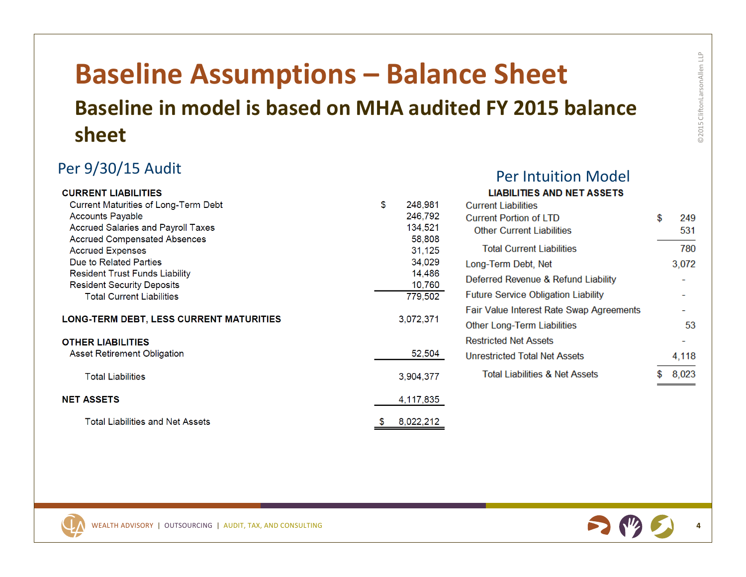# Baseline Assumptions – Balance Sheet

## Baseline in model is based on MHA audited FY 2015 balance sheet

### Per 9/30/15 Audit

| | |
|---|---|
| **CURRENT LIABILITIES** | |
| Current Maturities of Long-Term Debt | $ 248,981 |
| Accounts Payable | 246,792 |
| Accrued Salaries and Payroll Taxes | 134,521 |
| Accrued Compensated Absences | 58,808 |
| Accrued Expenses | 31,125 |
| Due to Related Parties | 34,029 |
| Resident Trust Funds Liability | 14,486 |
| Resident Security Deposits | 10,760 |
| Total Current Liabilities | 779,502 |
| **LONG-TERM DEBT, LESS CURRENT MATURITIES** | 3,072,371 |
| **OTHER LIABILITIES** | |
| Asset Retirement Obligation | 52,504 |
| Total Liabilities | 3,904,377 |
| **NET ASSETS** | 4,117,835 |
| Total Liabilities and Net Assets | $ 8,022,212 |

### Per Intuition Model

| **LIABILITIES AND NET ASSETS** | |
|---|---|
| Current Liabilities | |
| Current Portion of LTD | $ 249 |
| Other Current Liabilities | 531 |
| Total Current Liabilities | 780 |
| Long-Term Debt, Net | 3,072 |
| Deferred Revenue & Refund Liability | - |
| Future Service Obligation Liability | - |
| Fair Value Interest Rate Swap Agreements | - |
| Other Long-Term Liabilities | 53 |
| Restricted Net Assets | - |
| Unrestricted Total Net Assets | 4,118 |
| Total Liabilities & Net Assets | $ 8,023 |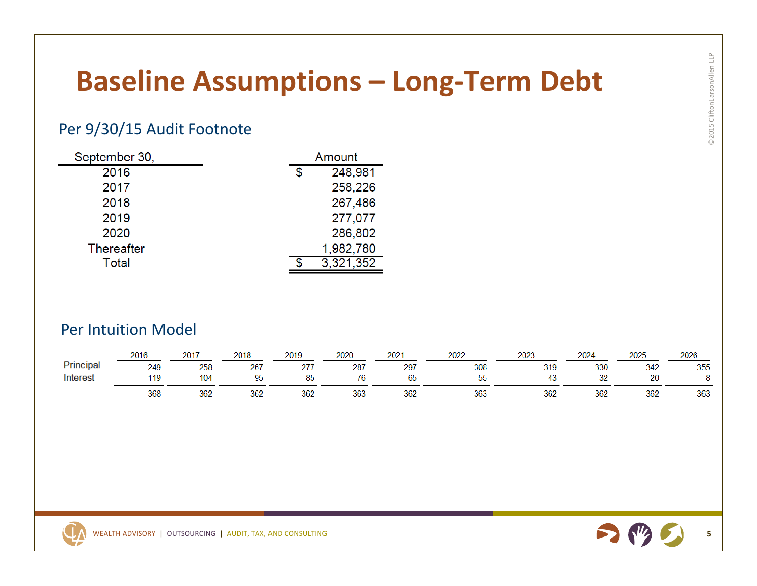# Baseline Assumptions – Long-Term Debt

## Per 9/30/15 Audit Footnote

| September 30, | Amount |
|---|---|
| 2016 | $ 248,981 |
| 2017 | 258,226 |
| 2018 | 267,486 |
| 2019 | 277,077 |
| 2020 | 286,802 |
| Thereafter | 1,982,780 |
| Total | $ 3,321,352 |

## Per Intuition Model

| | 2016 | 2017 | 2018 | 2019 | 2020 | 2021 | 2022 | 2023 | 2024 | 2025 | 2026 |
|---|---|---|---|---|---|---|---|---|---|---|---|
| Principal | 249 | 258 | 267 | 277 | 287 | 297 | 308 | 319 | 330 | 342 | 355 |
| Interest | 119 | 104 | 95 | 85 | 76 | 65 | 55 | 43 | 32 | 20 | 8 |
| | 368 | 362 | 362 | 362 | 363 | 362 | 363 | 362 | 362 | 362 | 363 |

WEALTH ADVISORY | OUTSOURCING | AUDIT, TAX, AND CONSULTING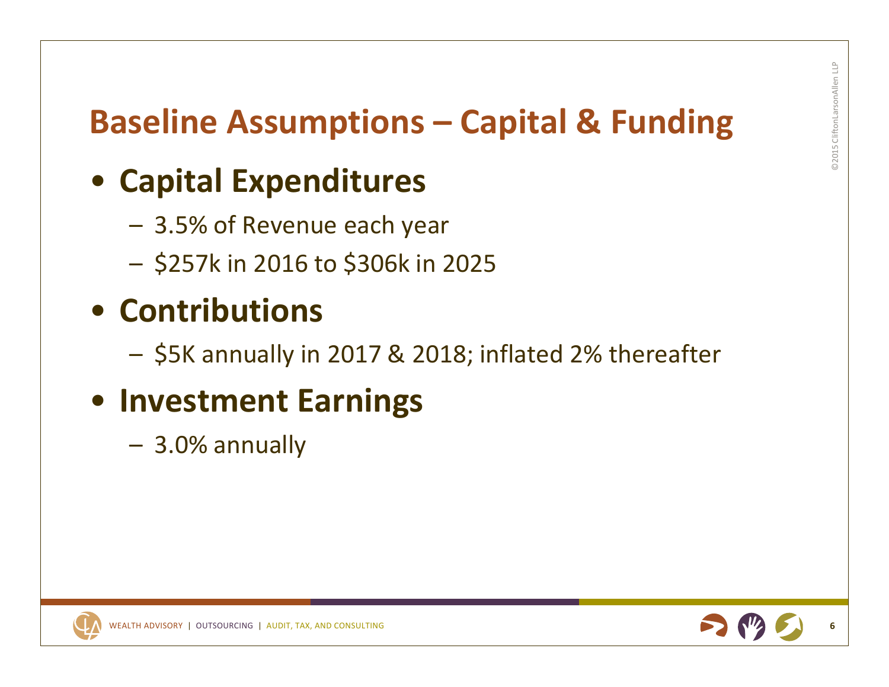# Baseline Assumptions – Capital & Funding

- **Capital Expenditures**
  - 3.5% of Revenue each year
  - $257k in 2016 to $306k in 2025
- **Contributions**
  - $5K annually in 2017 & 2018; inflated 2% thereafter
- **Investment Earnings**
  - 3.0% annually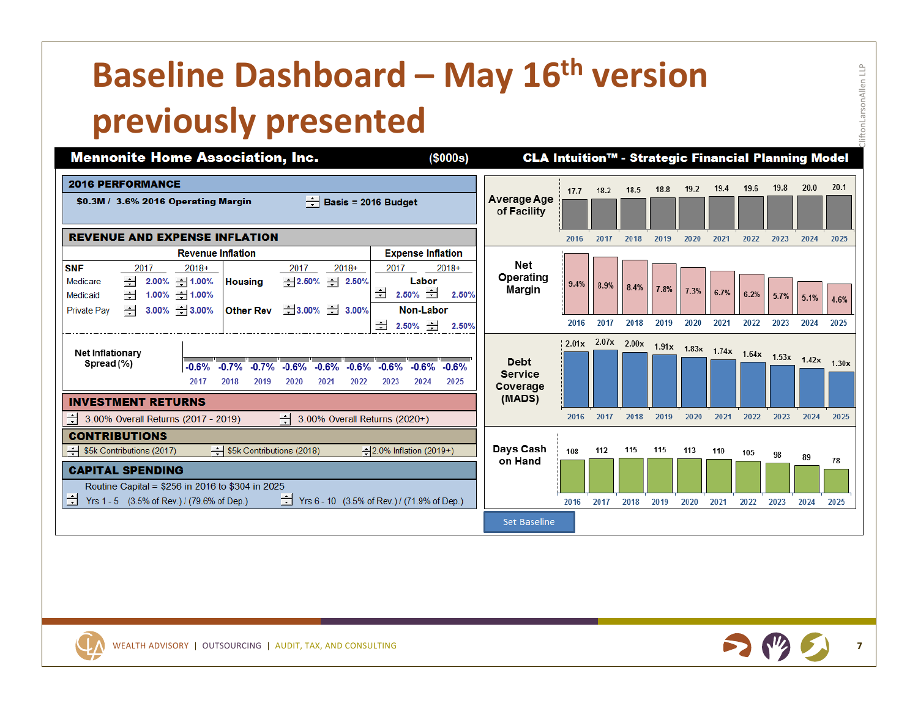# Baseline Dashboard – May 16th version previously presented

**Mennonite Home Association, Inc.** ($000s) **CLA Intuition™ - Strategic Financial Planning Model**

## 2016 PERFORMANCE

**$0.3M / 3.6% 2016 Operating Margin** — **Basis = 2016 Budget**

## REVENUE AND EXPENSE INFLATION

**Revenue Inflation**

| SNF | 2017 | 2018+ | | 2017 | 2018+ |
|---|---|---|---|---|---|
| Medicare | 2.00% | 1.00% | Housing | 2.50% | 2.50% |
| Medicaid | 1.00% | 1.00% | | | |
| Private Pay | 3.00% | 3.00% | Other Rev | 3.00% | 3.00% |

**Expense Inflation**

| | 2017 | 2018+ |
|---|---|---|
| Labor | 2.50% | 2.50% |
| Non-Labor | 2.50% | 2.50% |

**Net Inflationary Spread (%)**

| 2017 | 2018 | 2019 | 2020 | 2021 | 2022 | 2023 | 2024 | 2025 |
|---|---|---|---|---|---|---|---|---|
| -0.6% | -0.7% | -0.7% | -0.6% | -0.6% | -0.6% | -0.6% | -0.6% | -0.6% |

## INVESTMENT RETURNS

3.00% Overall Returns (2017 - 2019) — 3.00% Overall Returns (2020+)

## CONTRIBUTIONS

$5k Contributions (2017) — $5k Contributions (2018) — 2.0% Inflation (2019+)

## CAPITAL SPENDING

Routine Capital = $256 in 2016 to $304 in 2025

Yrs 1 - 5 (3.5% of Rev.) / (79.6% of Dep.) — Yrs 6 - 10 (3.5% of Rev.) / (71.9% of Dep.)

| | 2016 | 2017 | 2018 | 2019 | 2020 | 2021 | 2022 | 2023 | 2024 | 2025 |
|---|---|---|---|---|---|---|---|---|---|---|
| Average Age of Facility | 17.7 | 18.2 | 18.5 | 18.8 | 19.2 | 19.4 | 19.6 | 19.8 | 20.0 | 20.1 |
| Net Operating Margin | 9.4% | 8.9% | 8.4% | 7.8% | 7.3% | 6.7% | 6.2% | 5.7% | 5.1% | 4.6% |
| Debt Service Coverage (MADS) | 2.01x | 2.07x | 2.00x | 1.91x | 1.83x | 1.74x | 1.64x | 1.53x | 1.42x | 1.30x |
| Days Cash on Hand | 108 | 112 | 115 | 115 | 113 | 110 | 105 | 98 | 89 | 78 |

Set Baseline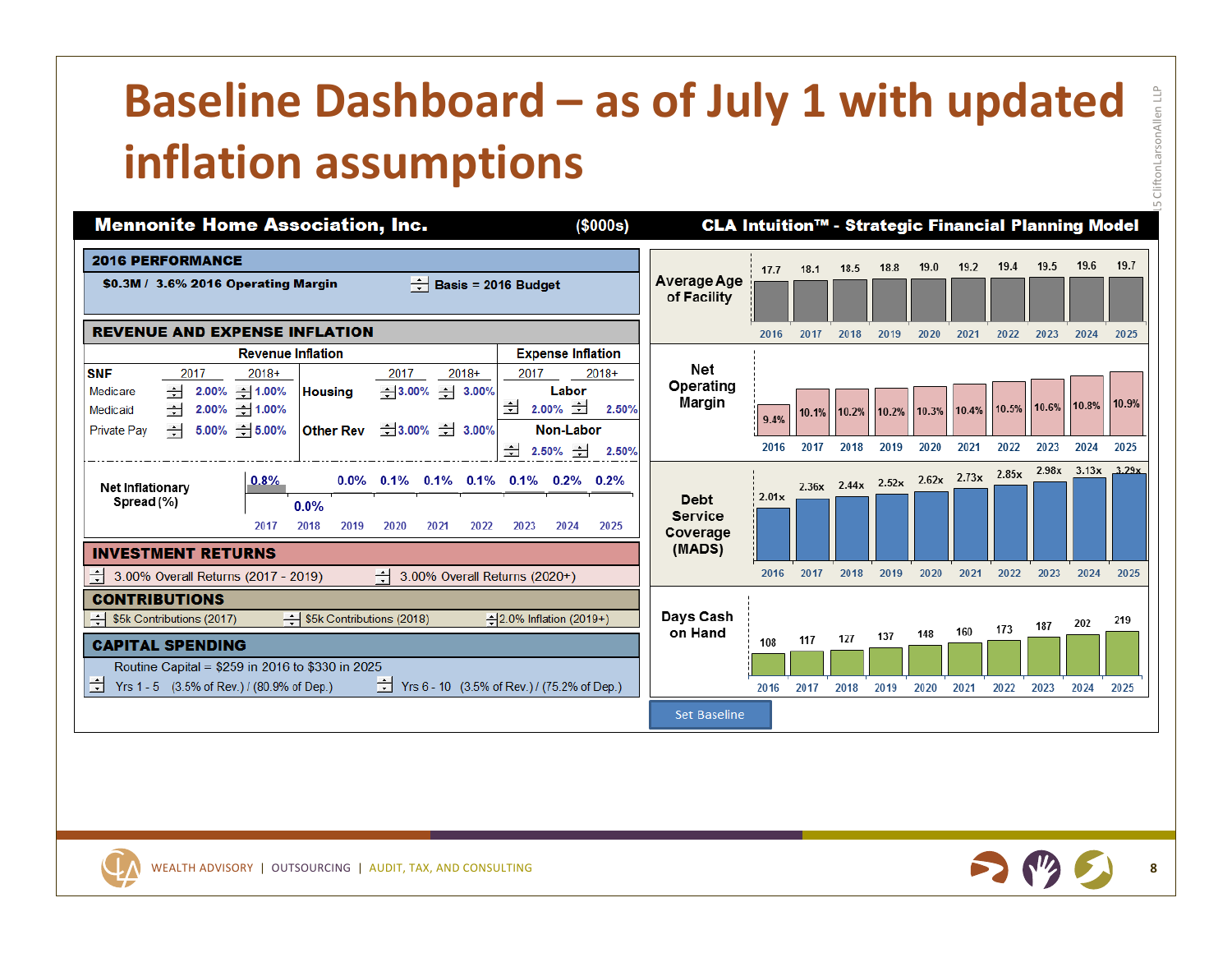# Baseline Dashboard – as of July 1 with updated inflation assumptions

**Mennonite Home Association, Inc.** ($000s) **CLA Intuition™ - Strategic Financial Planning Model**

## 2016 PERFORMANCE

**$0.3M / 3.6% 2016 Operating Margin** | **Basis = 2016 Budget**

## REVENUE AND EXPENSE INFLATION

| Revenue Inflation | | | | | | Expense Inflation | | |
|---|---|---|---|---|---|---|---|---|
| **SNF** | 2017 | 2018+ | | 2017 | 2018+ | | 2017 | 2018+ |
| Medicare | 2.00% | 1.00% | **Housing** | 3.00% | 3.00% | **Labor** | 2.00% | 2.50% |
| Medicaid | 2.00% | 1.00% | | | | | | |
| Private Pay | 5.00% | 5.00% | **Other Rev** | 3.00% | 3.00% | **Non-Labor** | 2.50% | 2.50% |

| | 2017 | 2018 | 2019 | 2020 | 2021 | 2022 | 2023 | 2024 | 2025 |
|---|---|---|---|---|---|---|---|---|---|
| Net Inflationary Spread (%) | 0.8% | 0.0% | 0.0% | 0.1% | 0.1% | 0.1% | 0.1% | 0.2% | 0.2% |

## INVESTMENT RETURNS

3.00% Overall Returns (2017 - 2019) | 3.00% Overall Returns (2020+)

## CONTRIBUTIONS

$5k Contributions (2017) | $5k Contributions (2018) | 2.0% Inflation (2019+)

## CAPITAL SPENDING

Routine Capital = $259 in 2016 to $330 in 2025

Yrs 1 - 5 (3.5% of Rev.) / (80.9% of Dep.) | Yrs 6 - 10 (3.5% of Rev.) / (75.2% of Dep.)

| | 2016 | 2017 | 2018 | 2019 | 2020 | 2021 | 2022 | 2023 | 2024 | 2025 |
|---|---|---|---|---|---|---|---|---|---|---|
| Average Age of Facility | 17.7 | 18.1 | 18.5 | 18.8 | 19.0 | 19.2 | 19.4 | 19.5 | 19.6 | 19.7 |
| Net Operating Margin | 9.4% | 10.1% | 10.2% | 10.2% | 10.3% | 10.4% | 10.5% | 10.6% | 10.8% | 10.9% |
| Debt Service Coverage (MADS) | 2.01x | 2.36x | 2.44x | 2.52x | 2.62x | 2.73x | 2.85x | 2.98x | 3.13x | 3.29x |
| Days Cash on Hand | 108 | 117 | 127 | 137 | 148 | 160 | 173 | 187 | 202 | 219 |

Set Baseline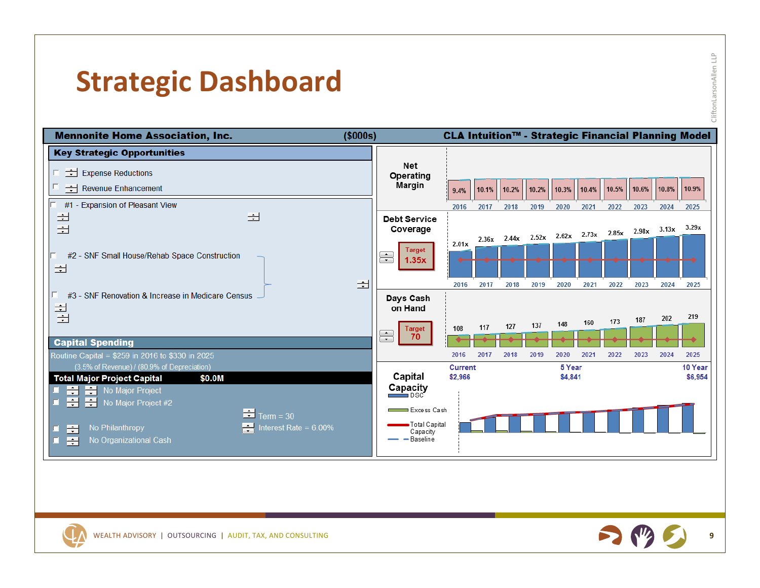# Strategic Dashboard

**Mennonite Home Association, Inc.** ($000s) **CLA Intuition™ - Strategic Financial Planning Model**

## Key Strategic Opportunities

- Expense Reductions
- Revenue Enhancement

- #1 - Expansion of Pleasant View
- #2 - SNF Small House/Rehab Space Construction
- #3 - SNF Renovation & Increase in Medicare Census

## Capital Spending

Routine Capital = $259 in 2016 to $330 in 2025
(3.5% of Revenue) / (80.9% of Depreciation)

**Total Major Project Capital** **$0.0M**

- No Major Project
- No Major Project #2
- No Philanthropy
- No Organizational Cash

Term = 30
Interest Rate = 6.00%

## Net Operating Margin

| 2016 | 2017 | 2018 | 2019 | 2020 | 2021 | 2022 | 2023 | 2024 | 2025 |
|---|---|---|---|---|---|---|---|---|---|
| 9.4% | 10.1% | 10.2% | 10.2% | 10.3% | 10.4% | 10.5% | 10.6% | 10.8% | 10.9% |

## Debt Service Coverage

Target 1.35x

| 2016 | 2017 | 2018 | 2019 | 2020 | 2021 | 2022 | 2023 | 2024 | 2025 |
|---|---|---|---|---|---|---|---|---|---|
| 2.01x | 2.36x | 2.44x | 2.52x | 2.62x | 2.73x | 2.85x | 2.98x | 3.13x | 3.29x |

## Days Cash on Hand

Target 70

| 2016 | 2017 | 2018 | 2019 | 2020 | 2021 | 2022 | 2023 | 2024 | 2025 |
|---|---|---|---|---|---|---|---|---|---|
| 108 | 117 | 127 | 137 | 148 | 160 | 173 | 187 | 202 | 219 |

## Capital Capacity

| Current | 5 Year | 10 Year |
|---|---|---|
| $2,966 | $4,841 | $6,954 |

Legend: DSC; Excess Cash; Total Capital Capacity; Baseline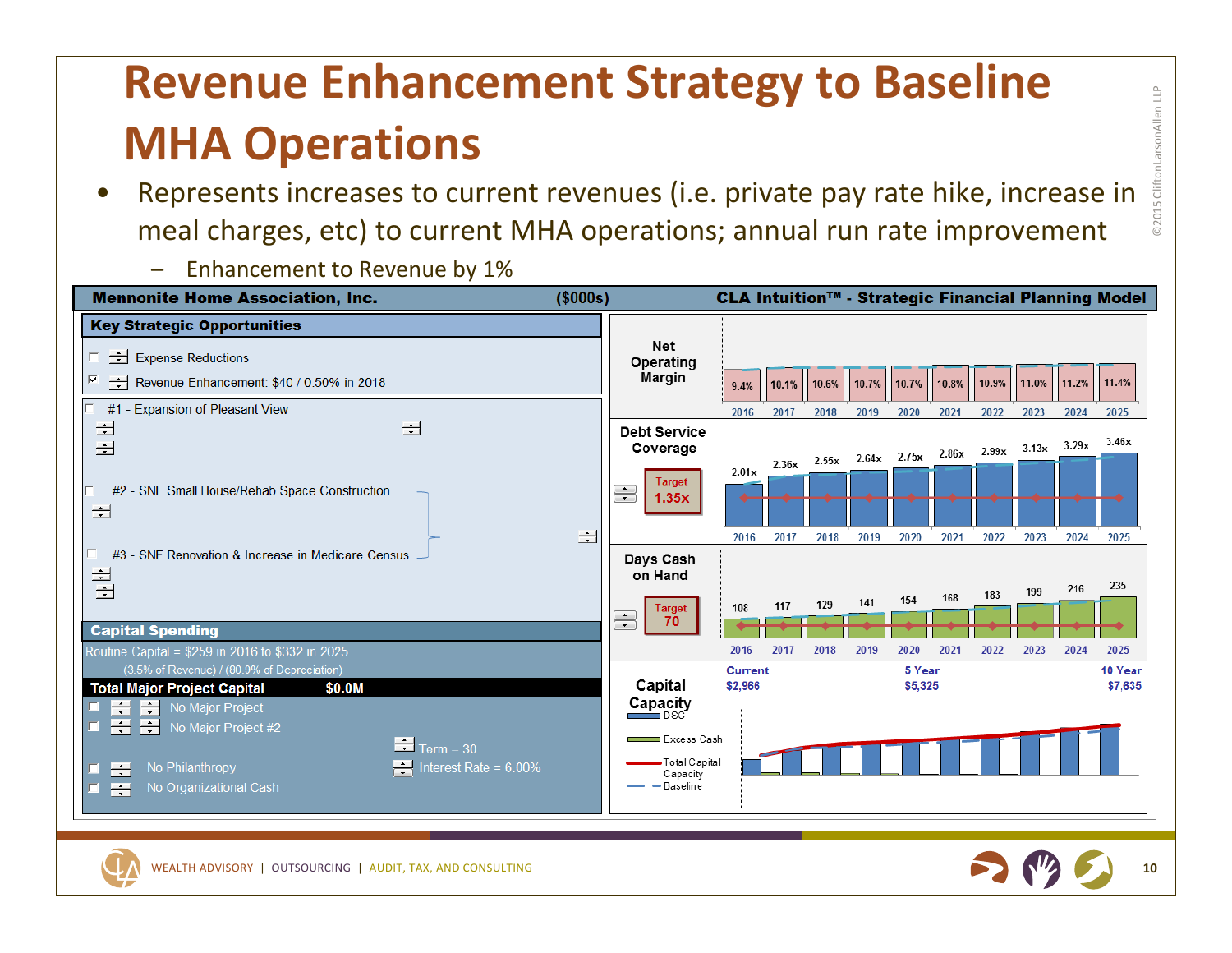# Revenue Enhancement Strategy to Baseline MHA Operations

- Represents increases to current revenues (i.e. private pay rate hike, increase in meal charges, etc) to current MHA operations; annual run rate improvement
  - Enhancement to Revenue by 1%

**Mennonite Home Association, Inc.** ($000s) **CLA Intuition™ - Strategic Financial Planning Model**

**Key Strategic Opportunities**

- Expense Reductions
- Revenue Enhancement: $40 / 0.50% in 2018

- #1 - Expansion of Pleasant View
- #2 - SNF Small House/Rehab Space Construction
- #3 - SNF Renovation & Increase in Medicare Census

**Capital Spending**

Routine Capital = $259 in 2016 to $332 in 2025
(3.5% of Revenue) / (80.9% of Depreciation)

**Total Major Project Capital** **$0.0M**

- No Major Project
- No Major Project #2
- No Philanthropy
- No Organizational Cash

Term = 30
Interest Rate = 6.00%

| | 2016 | 2017 | 2018 | 2019 | 2020 | 2021 | 2022 | 2023 | 2024 | 2025 |
|---|---|---|---|---|---|---|---|---|---|---|
| Net Operating Margin | 9.4% | 10.1% | 10.6% | 10.7% | 10.7% | 10.8% | 10.9% | 11.0% | 11.2% | 11.4% |
| Debt Service Coverage (Target 1.35x) | 2.01x | 2.36x | 2.55x | 2.64x | 2.75x | 2.86x | 2.99x | 3.13x | 3.29x | 3.46x |
| Days Cash on Hand (Target 70) | 108 | 117 | 129 | 141 | 154 | 168 | 183 | 199 | 216 | 235 |

**Capital Capacity**

| Current | 5 Year | 10 Year |
|---|---|---|
| $2,966 | $5,325 | $7,635 |

Legend: DSC; Excess Cash; Total Capital Capacity; Baseline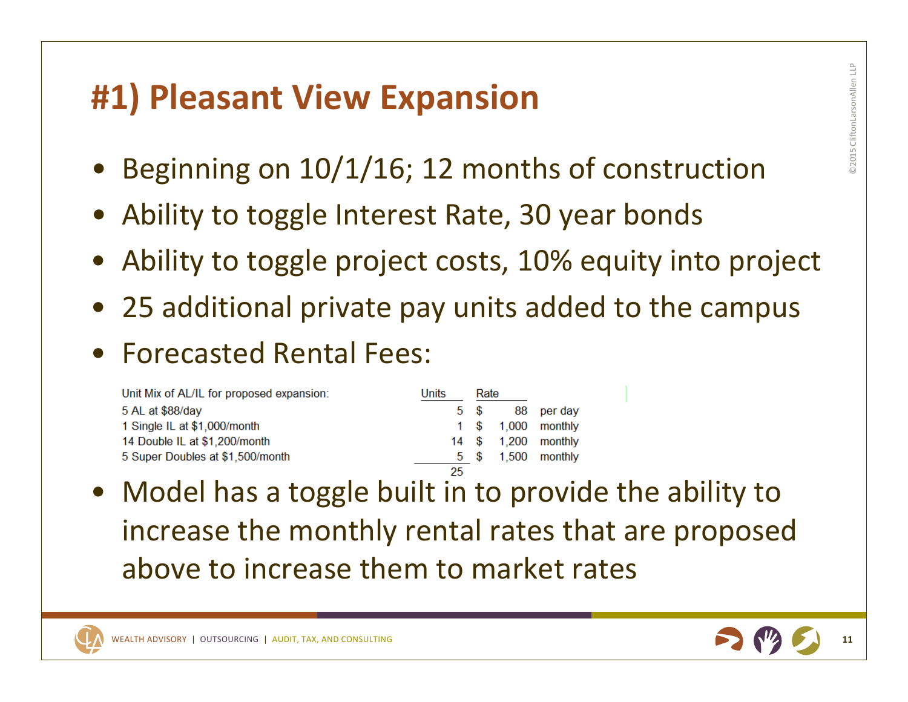# #1) Pleasant View Expansion

- Beginning on 10/1/16; 12 months of construction
- Ability to toggle Interest Rate, 30 year bonds
- Ability to toggle project costs, 10% equity into project
- 25 additional private pay units added to the campus
- Forecasted Rental Fees:

| Unit Mix of AL/IL for proposed expansion: | Units | Rate | |
|---|---|---|---|
| 5 AL at $88/day | 5 | $ 88 | per day |
| 1 Single IL at $1,000/month | 1 | $ 1,000 | monthly |
| 14 Double IL at $1,200/month | 14 | $ 1,200 | monthly |
| 5 Super Doubles at $1,500/month | 5 | $ 1,500 | monthly |
| | 25 | | |

- Model has a toggle built in to provide the ability to increase the monthly rental rates that are proposed above to increase them to market rates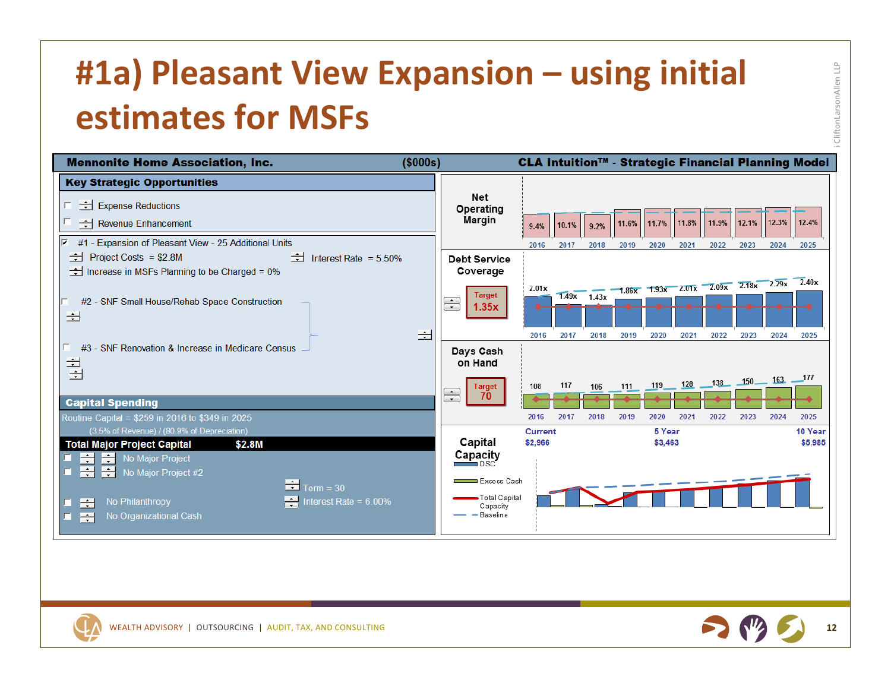# #1a) Pleasant View Expansion – using initial estimates for MSFs

**Mennonite Home Association, Inc.** ($000s) **CLA Intuition™ - Strategic Financial Planning Model**

## Key Strategic Opportunities

- Expense Reductions
- Revenue Enhancement

- [x] #1 - Expansion of Pleasant View - 25 Additional Units
  - Project Costs = $2.8M
  - Interest Rate = 5.50%
  - Increase in MSFs Planning to be Charged = 0%
- [ ] #2 - SNF Small House/Rehab Space Construction
- [ ] #3 - SNF Renovation & Increase in Medicare Census

## Capital Spending

Routine Capital = $259 in 2016 to $349 in 2025
(3.5% of Revenue) / (80.9% of Depreciation)

**Total Major Project Capital $2.8M**

- No Major Project
- No Major Project #2
- Term = 30
- No Philanthropy
- Interest Rate = 6.00%
- No Organizational Cash

**Net Operating Margin**

| 2016 | 2017 | 2018 | 2019 | 2020 | 2021 | 2022 | 2023 | 2024 | 2025 |
|---|---|---|---|---|---|---|---|---|---|
| 9.4% | 10.1% | 9.2% | 11.6% | 11.7% | 11.8% | 11.9% | 12.1% | 12.3% | 12.4% |

**Debt Service Coverage** (Target 1.35x)

| 2016 | 2017 | 2018 | 2019 | 2020 | 2021 | 2022 | 2023 | 2024 | 2025 |
|---|---|---|---|---|---|---|---|---|---|
| 2.01x | 1.49x | 1.43x | 1.86x | 1.93x | 2.01x | 2.09x | 2.18x | 2.29x | 2.40x |

**Days Cash on Hand** (Target 70)

| 2016 | 2017 | 2018 | 2019 | 2020 | 2021 | 2022 | 2023 | 2024 | 2025 |
|---|---|---|---|---|---|---|---|---|---|
| 108 | 117 | 106 | 111 | 119 | 128 | 138 | 150 | 163 | 177 |

**Capital Capacity**

| Current | 5 Year | 10 Year |
|---|---|---|
| $2,966 | $3,463 | $5,985 |

Legend: DSC; Excess Cash; Total Capital Capacity; Baseline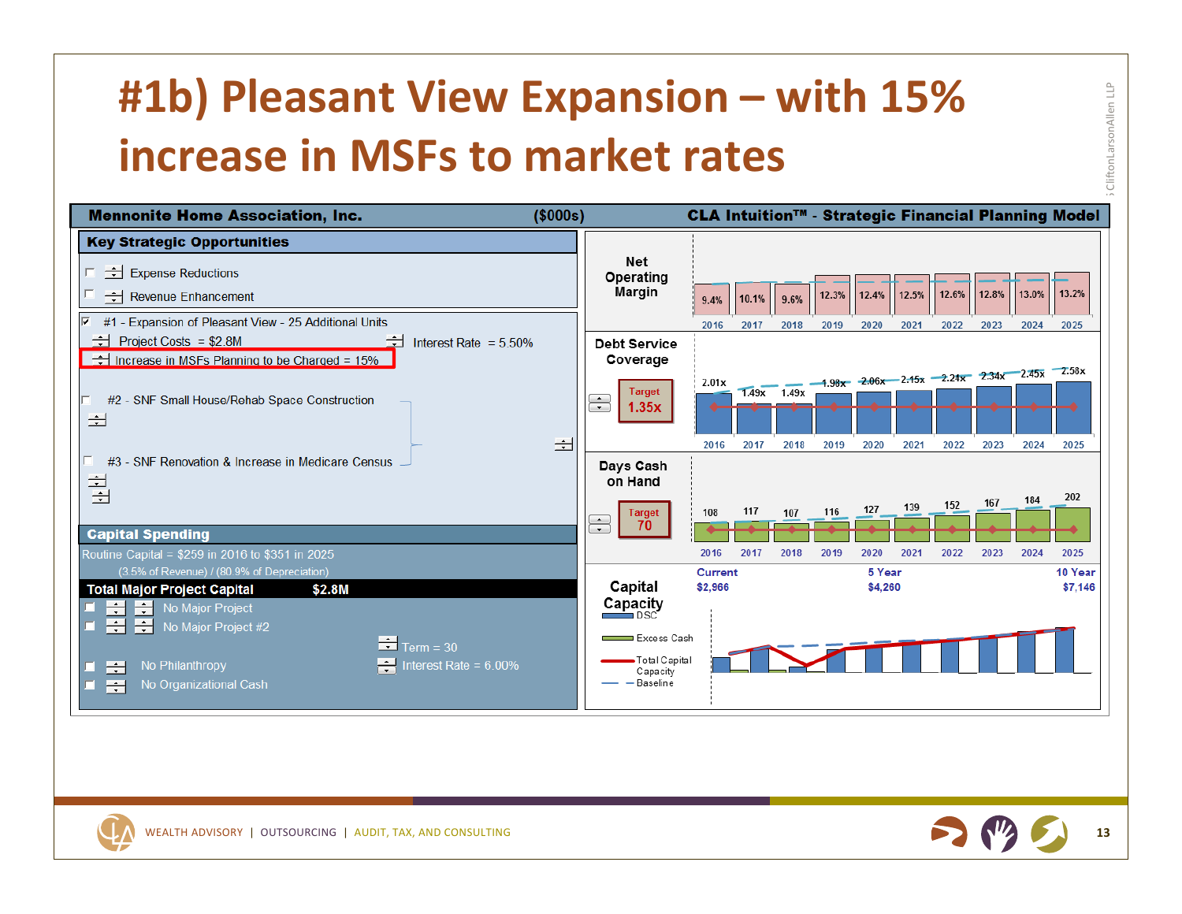# #1b) Pleasant View Expansion – with 15% increase in MSFs to market rates

**Mennonite Home Association, Inc.** ($000s) **CLA Intuition™ - Strategic Financial Planning Model**

## Key Strategic Opportunities

- Expense Reductions
- Revenue Enhancement

- #1 - Expansion of Pleasant View - 25 Additional Units
  - Project Costs = $2.8M
  - Interest Rate = 5.50%
  - Increase in MSFs Planning to be Charged = 15%
- #2 - SNF Small House/Rehab Space Construction
- #3 - SNF Renovation & Increase in Medicare Census

## Capital Spending

Routine Capital = $259 in 2016 to $351 in 2025

(3.5% of Revenue) / (80.9% of Depreciation)

**Total Major Project Capital $2.8M**

- No Major Project
- No Major Project #2
- No Philanthropy
- No Organizational Cash

Term = 30

Interest Rate = 6.00%

## Net Operating Margin

| 2016 | 2017 | 2018 | 2019 | 2020 | 2021 | 2022 | 2023 | 2024 | 2025 |
|---|---|---|---|---|---|---|---|---|---|
| 9.4% | 10.1% | 9.6% | 12.3% | 12.4% | 12.5% | 12.6% | 12.8% | 13.0% | 13.2% |

## Debt Service Coverage

Target 1.35x

| 2016 | 2017 | 2018 | 2019 | 2020 | 2021 | 2022 | 2023 | 2024 | 2025 |
|---|---|---|---|---|---|---|---|---|---|
| 2.01x | 1.49x | 1.49x | 1.98x | 2.06x | 2.15x | 2.24x | 2.34x | 2.45x | 2.58x |

## Days Cash on Hand

Target 70

| 2016 | 2017 | 2018 | 2019 | 2020 | 2021 | 2022 | 2023 | 2024 | 2025 |
|---|---|---|---|---|---|---|---|---|---|
| 108 | 117 | 107 | 116 | 127 | 139 | 152 | 167 | 184 | 202 |

## Capital Capacity

| Current | 5 Year | 10 Year |
|---|---|---|
| $2,966 | $4,260 | $7,146 |

Legend: DSC; Excess Cash; Total Capital Capacity; Baseline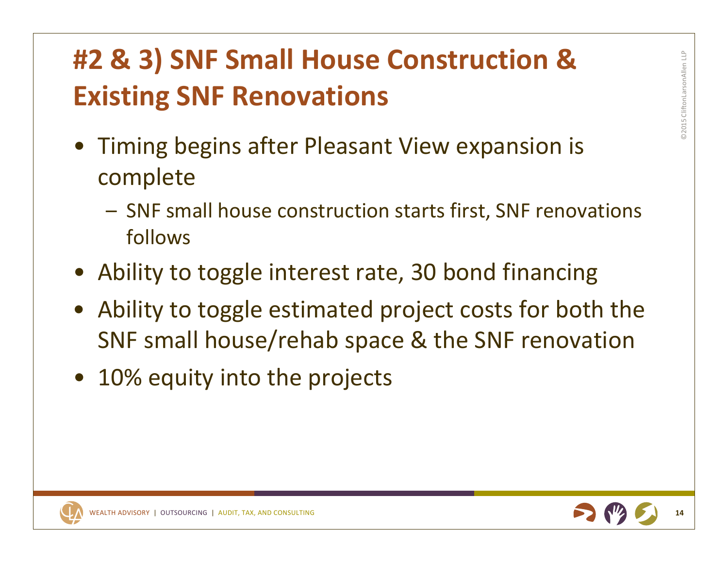# #2 & 3) SNF Small House Construction & Existing SNF Renovations

- Timing begins after Pleasant View expansion is complete
  - SNF small house construction starts first, SNF renovations follows
- Ability to toggle interest rate, 30 bond financing
- Ability to toggle estimated project costs for both the SNF small house/rehab space & the SNF renovation
- 10% equity into the projects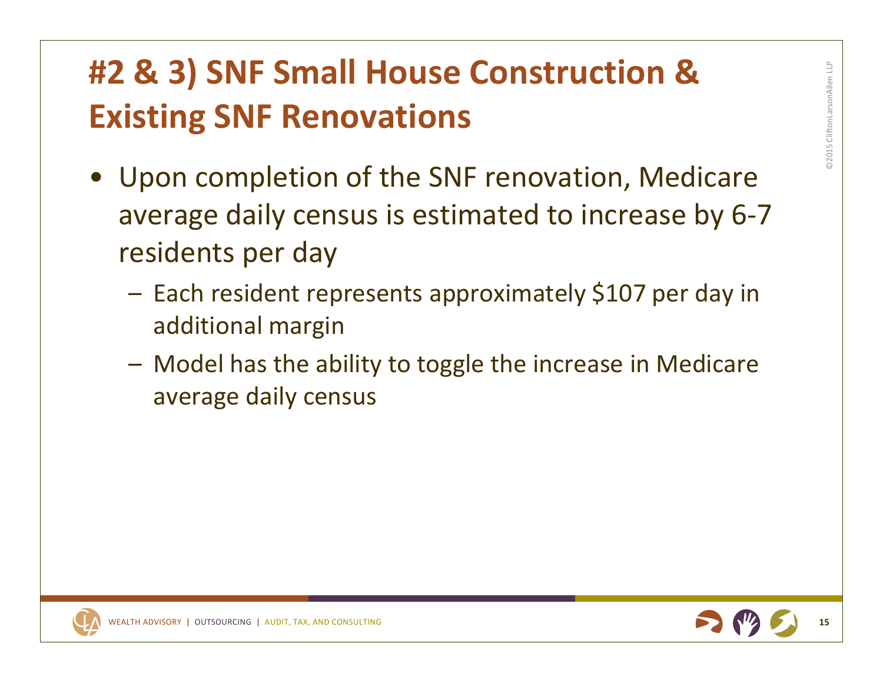# #2 & 3) SNF Small House Construction & Existing SNF Renovations

- Upon completion of the SNF renovation, Medicare average daily census is estimated to increase by 6-7 residents per day
  - Each resident represents approximately $107 per day in additional margin
  - Model has the ability to toggle the increase in Medicare average daily census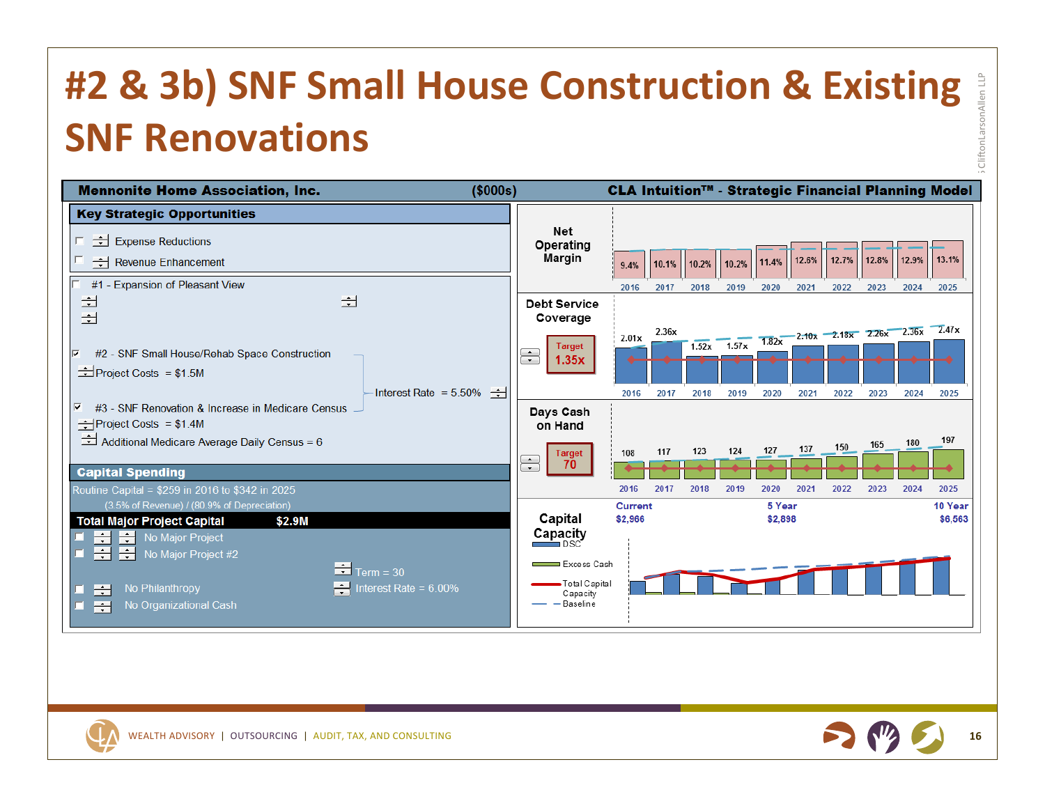# #2 & 3b) SNF Small House Construction & Existing SNF Renovations

**Mennonite Home Association, Inc.** ($000s) **CLA Intuition™ - Strategic Financial Planning Model**

## Key Strategic Opportunities

- ☐ Expense Reductions
- ☐ Revenue Enhancement

- ☐ #1 - Expansion of Pleasant View
- ☑ #2 - SNF Small House/Rehab Space Construction
  - Project Costs = $1.5M
- ☑ #3 - SNF Renovation & Increase in Medicare Census
  - Project Costs = $1.4M
  - Additional Medicare Average Daily Census = 6

Interest Rate = 5.50%

## Capital Spending

Routine Capital = $259 in 2016 to $342 in 2025
(3.5% of Revenue) / (80.9% of Depreciation)

**Total Major Project Capital** **$2.9M**

- ☐ No Major Project
- ☐ No Major Project #2
- ☐ No Philanthropy
- ☐ No Organizational Cash

Term = 30
Interest Rate = 6.00%

## Net Operating Margin

| 2016 | 2017 | 2018 | 2019 | 2020 | 2021 | 2022 | 2023 | 2024 | 2025 |
|---|---|---|---|---|---|---|---|---|---|
| 9.4% | 10.1% | 10.2% | 10.2% | 11.4% | 12.6% | 12.7% | 12.8% | 12.9% | 13.1% |

## Debt Service Coverage

Target 1.35x

| 2016 | 2017 | 2018 | 2019 | 2020 | 2021 | 2022 | 2023 | 2024 | 2025 |
|---|---|---|---|---|---|---|---|---|---|
| 2.01x | 2.36x | 1.52x | 1.57x | 1.82x | 2.10x | 2.18x | 2.26x | 2.36x | 2.47x |

## Days Cash on Hand

Target 70

| 2016 | 2017 | 2018 | 2019 | 2020 | 2021 | 2022 | 2023 | 2024 | 2025 |
|---|---|---|---|---|---|---|---|---|---|
| 108 | 117 | 123 | 124 | 127 | 137 | 150 | 165 | 180 | 197 |

## Capital Capacity

| Current | 5 Year | 10 Year |
|---|---|---|
| $2,966 | $2,898 | $6,563 |

Legend: DSC, Excess Cash, Total Capital Capacity, Baseline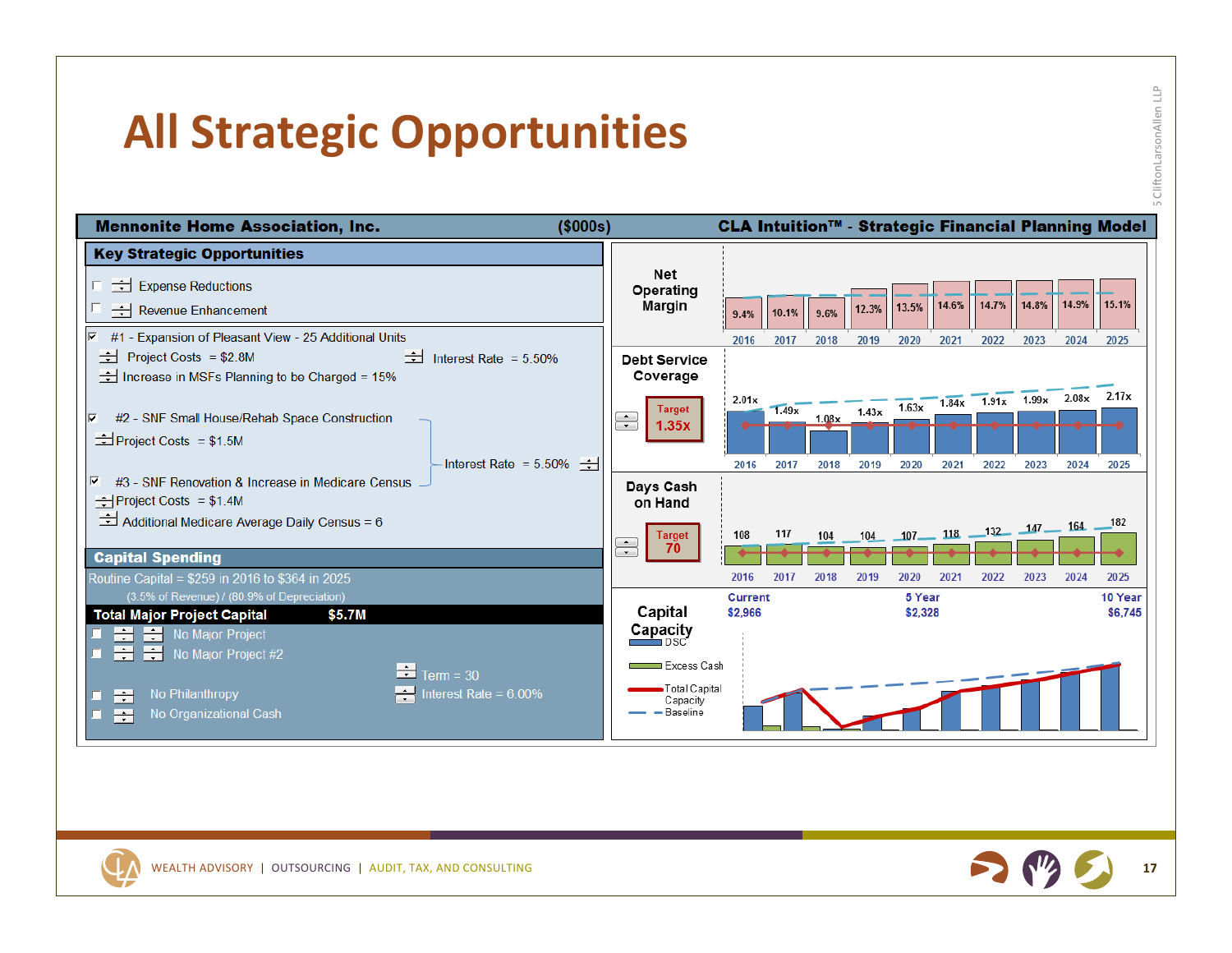# All Strategic Opportunities

**Mennonite Home Association, Inc.** ($000s) **CLA Intuition™ - Strategic Financial Planning Model**

## Key Strategic Opportunities

- ☐ Expense Reductions
- ☐ Revenue Enhancement

☑ #1 - Expansion of Pleasant View - 25 Additional Units
- Project Costs = $2.8M
- Interest Rate = 5.50%
- Increase in MSFs Planning to be Charged = 15%

☑ #2 - SNF Small House/Rehab Space Construction
- Project Costs = $1.5M

Interest Rate = 5.50%

☑ #3 - SNF Renovation & Increase in Medicare Census
- Project Costs = $1.4M
- Additional Medicare Average Daily Census = 6

## Capital Spending

Routine Capital = $259 in 2016 to $364 in 2025
(3.5% of Revenue) / (80.9% of Depreciation)

**Total Major Project Capital $5.7M**

- ☐ No Major Project
- ☐ No Major Project #2
- ☐ No Philanthropy
- ☐ No Organizational Cash

Term = 30
Interest Rate = 6.00%

| | 2016 | 2017 | 2018 | 2019 | 2020 | 2021 | 2022 | 2023 | 2024 | 2025 |
|---|---|---|---|---|---|---|---|---|---|---|
| Net Operating Margin | 9.4% | 10.1% | 9.6% | 12.3% | 13.5% | 14.6% | 14.7% | 14.8% | 14.9% | 15.1% |
| Debt Service Coverage (Target 1.35x) | 2.01x | 1.49x | 1.08x | 1.43x | 1.63x | 1.84x | 1.91x | 1.99x | 2.08x | 2.17x |
| Days Cash on Hand (Target 70) | 108 | 117 | 104 | 104 | 107 | 118 | 132 | 147 | 164 | 182 |

**Capital Capacity**

| Current | 5 Year | 10 Year |
|---|---|---|
| $2,966 | $2,328 | $6,745 |

Legend: DSC; Excess Cash; Total Capital Capacity; Baseline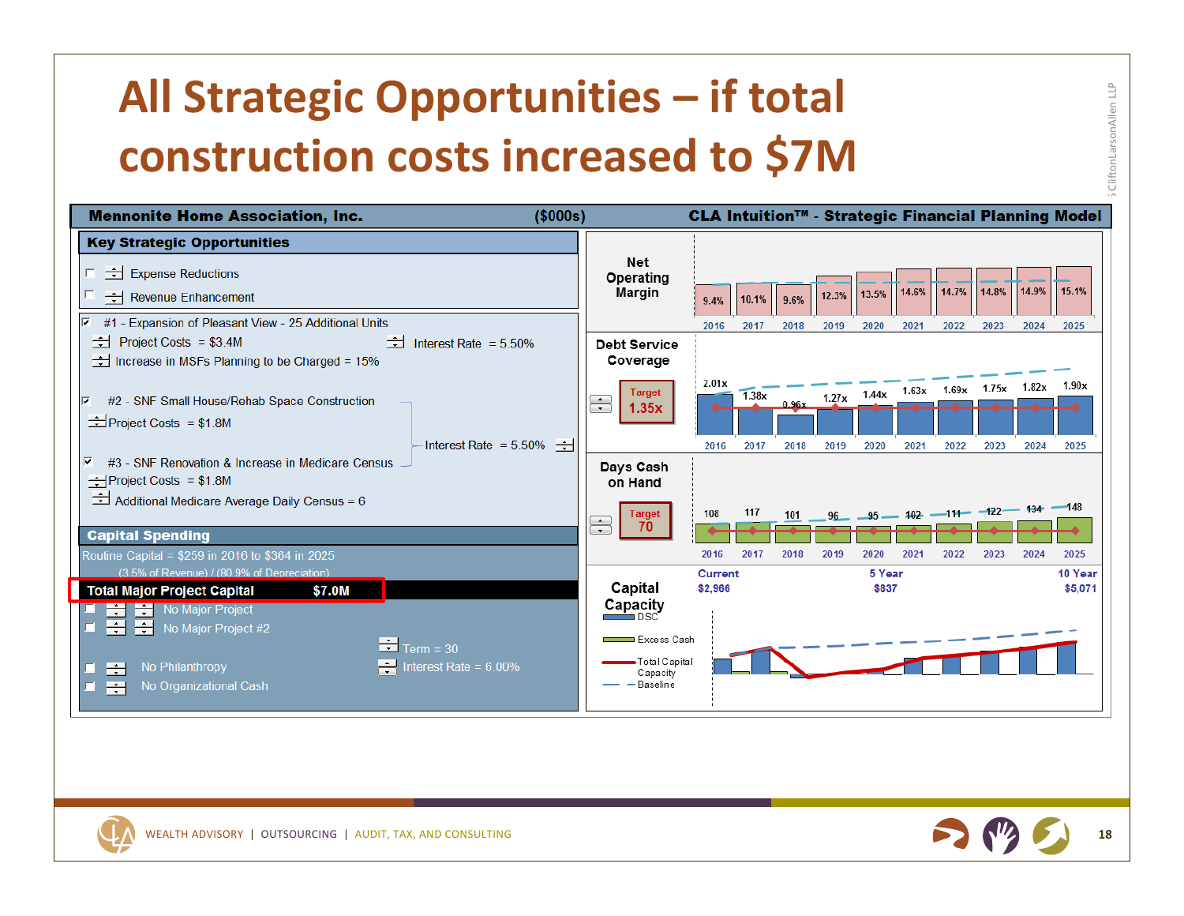# All Strategic Opportunities – if total construction costs increased to $7M

**Mennonite Home Association, Inc.** ($000s) **CLA Intuition™ - Strategic Financial Planning Model**

## Key Strategic Opportunities

- ☐ Expense Reductions
- ☐ Revenue Enhancement

- ☑ #1 - Expansion of Pleasant View - 25 Additional Units
  - Project Costs = $3.4M
  - Interest Rate = 5.50%
  - Increase in MSFs Planning to be Charged = 15%
- ☑ #2 - SNF Small House/Rehab Space Construction
  - Project Costs = $1.8M
- ☑ #3 - SNF Renovation & Increase in Medicare Census
  - Project Costs = $1.8M
  - Additional Medicare Average Daily Census = 6
- Interest Rate = 5.50%

## Capital Spending

Routine Capital = $259 in 2016 to $364 in 2025
(3.5% of Revenue) / (80.9% of Depreciation)

**Total Major Project Capital $7.0M**

- ☐ No Major Project
- ☐ No Major Project #2
- ☐ No Philanthropy
- ☐ No Organizational Cash

Term = 30
Interest Rate = 6.00%

### Net Operating Margin

| 2016 | 2017 | 2018 | 2019 | 2020 | 2021 | 2022 | 2023 | 2024 | 2025 |
|---|---|---|---|---|---|---|---|---|---|
| 9.4% | 10.1% | 9.6% | 12.3% | 13.5% | 14.6% | 14.7% | 14.8% | 14.9% | 15.1% |

### Debt Service Coverage

Target 1.35x

| 2016 | 2017 | 2018 | 2019 | 2020 | 2021 | 2022 | 2023 | 2024 | 2025 |
|---|---|---|---|---|---|---|---|---|---|
| 2.01x | 1.38x | 0.96x | 1.27x | 1.44x | 1.63x | 1.69x | 1.75x | 1.82x | 1.90x |

### Days Cash on Hand

Target 70

| 2016 | 2017 | 2018 | 2019 | 2020 | 2021 | 2022 | 2023 | 2024 | 2025 |
|---|---|---|---|---|---|---|---|---|---|
| 108 | 117 | 101 | 96 | 95 | 102 | 111 | 122 | 134 | 148 |

### Capital Capacity

| Current | 5 Year | 10 Year |
|---|---|---|
| $2,966 | $837 | $5,071 |

Legend: DSC; Excess Cash; Total Capital Capacity; Baseline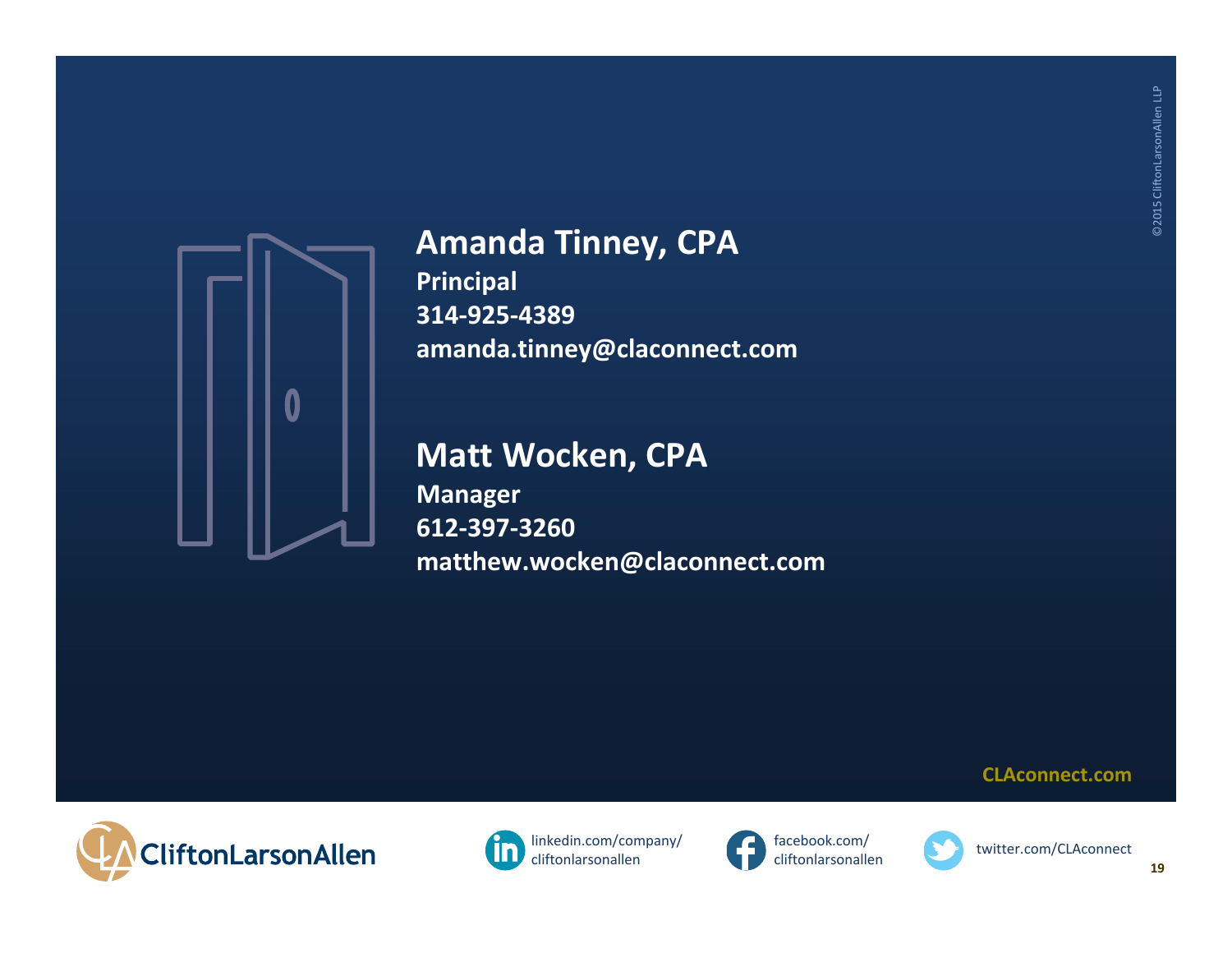## Amanda Tinney, CPA

**Principal**
**314-925-4389**
**amanda.tinney@claconnect.com**

## Matt Wocken, CPA

**Manager**
**612-397-3260**
**matthew.wocken@claconnect.com**

©2015 CliftonLarsonAllen LLP

**CLAconnect.com**

CliftonLarsonAllen

linkedin.com/company/cliftonlarsonallen

facebook.com/cliftonlarsonallen

twitter.com/CLAconnect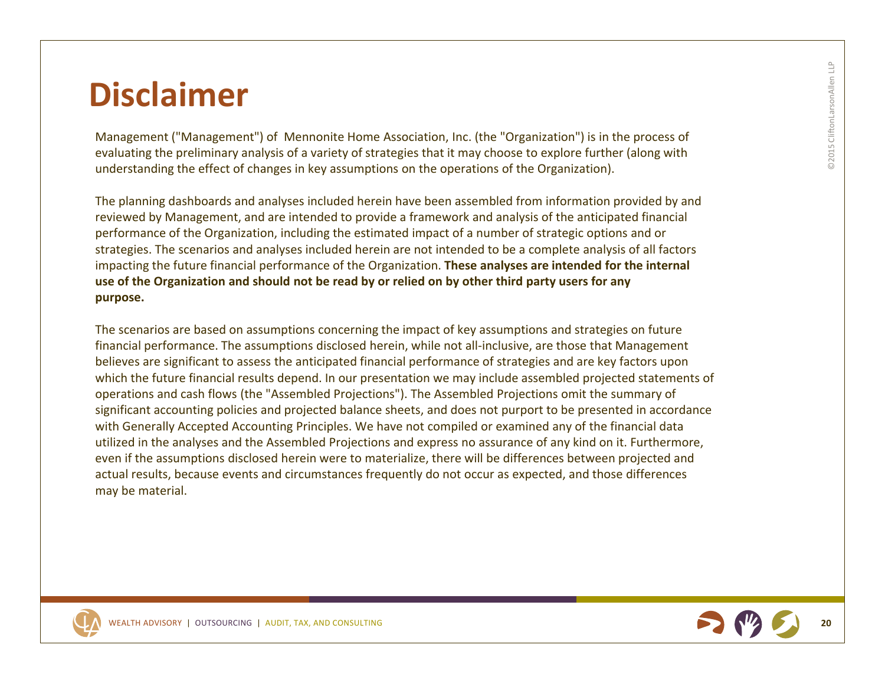# Disclaimer

Management ("Management") of Mennonite Home Association, Inc. (the "Organization") is in the process of evaluating the preliminary analysis of a variety of strategies that it may choose to explore further (along with understanding the effect of changes in key assumptions on the operations of the Organization).

The planning dashboards and analyses included herein have been assembled from information provided by and reviewed by Management, and are intended to provide a framework and analysis of the anticipated financial performance of the Organization, including the estimated impact of a number of strategic options and or strategies. The scenarios and analyses included herein are not intended to be a complete analysis of all factors impacting the future financial performance of the Organization. **These analyses are intended for the internal use of the Organization and should not be read by or relied on by other third party users for any purpose.**

The scenarios are based on assumptions concerning the impact of key assumptions and strategies on future financial performance. The assumptions disclosed herein, while not all-inclusive, are those that Management believes are significant to assess the anticipated financial performance of strategies and are key factors upon which the future financial results depend. In our presentation we may include assembled projected statements of operations and cash flows (the "Assembled Projections"). The Assembled Projections omit the summary of significant accounting policies and projected balance sheets, and does not purport to be presented in accordance with Generally Accepted Accounting Principles. We have not compiled or examined any of the financial data utilized in the analyses and the Assembled Projections and express no assurance of any kind on it. Furthermore, even if the assumptions disclosed herein were to materialize, there will be differences between projected and actual results, because events and circumstances frequently do not occur as expected, and those differences may be material.